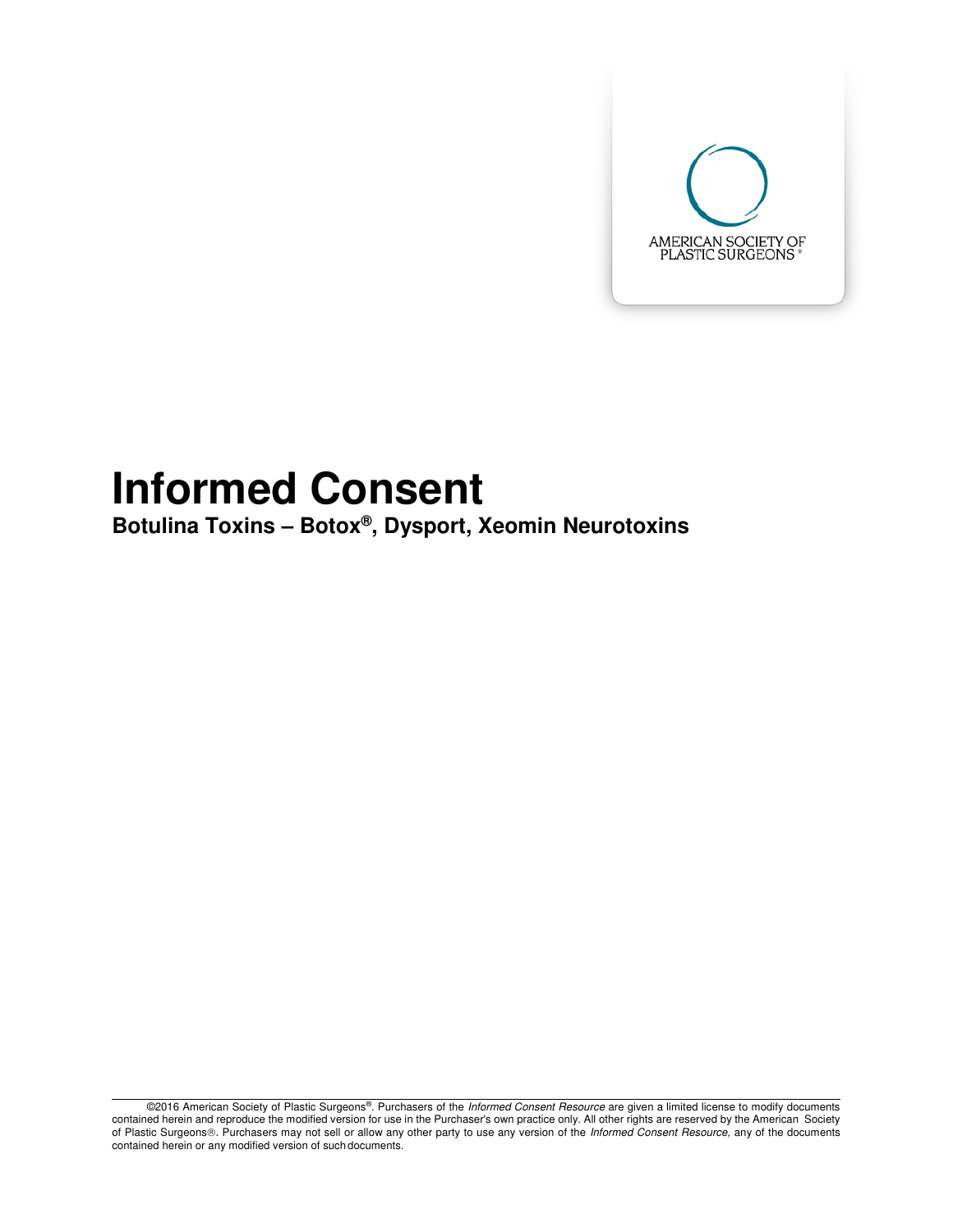AMERICAN SOCIETY OF PLASTIC SURGEONS®

# Informed Consent

**Botulina Toxins – Botox®, Dysport, Xeomin Neurotoxins**

©2016 American Society of Plastic Surgeons®. Purchasers of the *Informed Consent Resource* are given a limited license to modify documents contained herein and reproduce the modified version for use in the Purchaser's own practice only. All other rights are reserved by the American Society of Plastic Surgeons®. Purchasers may not sell or allow any other party to use any version of the *Informed Consent Resource*, any of the documents contained herein or any modified version of such documents.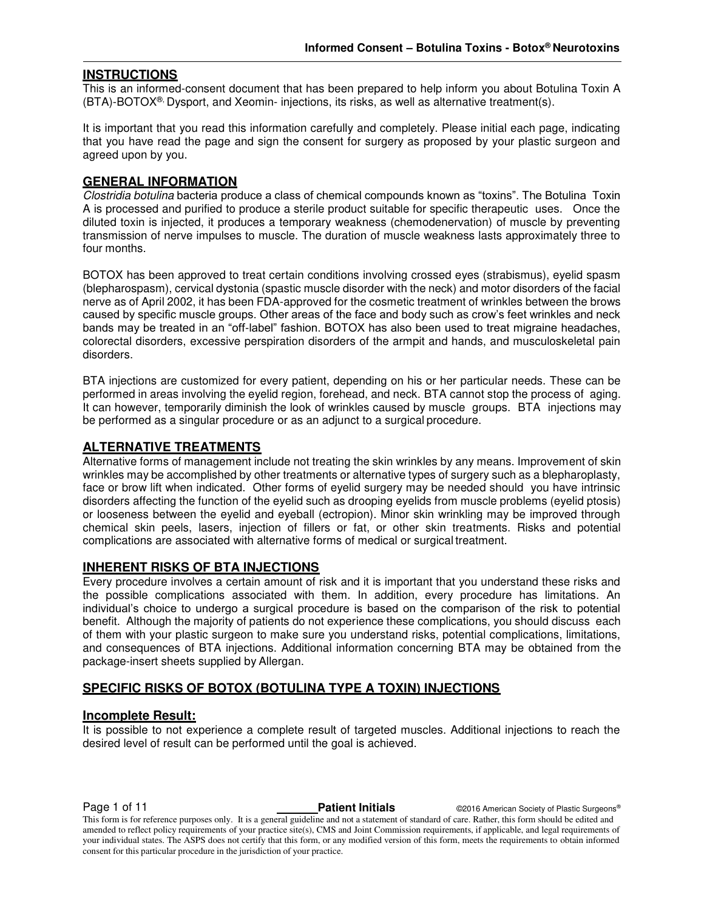## INSTRUCTIONS

This is an informed-consent document that has been prepared to help inform you about Botulina Toxin A (BTA)-BOTOX®, Dysport, and Xeomin- injections, its risks, as well as alternative treatment(s).

It is important that you read this information carefully and completely. Please initial each page, indicating that you have read the page and sign the consent for surgery as proposed by your plastic surgeon and agreed upon by you.

## GENERAL INFORMATION

*Clostridia botulina* bacteria produce a class of chemical compounds known as "toxins". The Botulina Toxin A is processed and purified to produce a sterile product suitable for specific therapeutic uses. Once the diluted toxin is injected, it produces a temporary weakness (chemodenervation) of muscle by preventing transmission of nerve impulses to muscle. The duration of muscle weakness lasts approximately three to four months.

BOTOX has been approved to treat certain conditions involving crossed eyes (strabismus), eyelid spasm (blepharospasm), cervical dystonia (spastic muscle disorder with the neck) and motor disorders of the facial nerve as of April 2002, it has been FDA-approved for the cosmetic treatment of wrinkles between the brows caused by specific muscle groups. Other areas of the face and body such as crow's feet wrinkles and neck bands may be treated in an "off-label" fashion. BOTOX has also been used to treat migraine headaches, colorectal disorders, excessive perspiration disorders of the armpit and hands, and musculoskeletal pain disorders.

BTA injections are customized for every patient, depending on his or her particular needs. These can be performed in areas involving the eyelid region, forehead, and neck. BTA cannot stop the process of aging. It can however, temporarily diminish the look of wrinkles caused by muscle groups. BTA injections may be performed as a singular procedure or as an adjunct to a surgical procedure.

## ALTERNATIVE TREATMENTS

Alternative forms of management include not treating the skin wrinkles by any means. Improvement of skin wrinkles may be accomplished by other treatments or alternative types of surgery such as a blepharoplasty, face or brow lift when indicated. Other forms of eyelid surgery may be needed should you have intrinsic disorders affecting the function of the eyelid such as drooping eyelids from muscle problems (eyelid ptosis) or looseness between the eyelid and eyeball (ectropion). Minor skin wrinkling may be improved through chemical skin peels, lasers, injection of fillers or fat, or other skin treatments. Risks and potential complications are associated with alternative forms of medical or surgical treatment.

## INHERENT RISKS OF BTA INJECTIONS

Every procedure involves a certain amount of risk and it is important that you understand these risks and the possible complications associated with them. In addition, every procedure has limitations. An individual's choice to undergo a surgical procedure is based on the comparison of the risk to potential benefit. Although the majority of patients do not experience these complications, you should discuss each of them with your plastic surgeon to make sure you understand risks, potential complications, limitations, and consequences of BTA injections. Additional information concerning BTA may be obtained from the package-insert sheets supplied by Allergan.

## SPECIFIC RISKS OF BOTOX (BOTULINA TYPE A TOXIN) INJECTIONS

### Incomplete Result:

It is possible to not experience a complete result of targeted muscles. Additional injections to reach the desired level of result can be performed until the goal is achieved.

_______ **Patient Initials**

This form is for reference purposes only. It is a general guideline and not a statement of care. Rather, this form should be edited and amended to reflect policy requirements of your practice site(s), CMS and Joint Commission requirements, if applicable, and legal requirements of your individual states. The ASPS does not certify that this form, or any modified version of this form, meets the requirements to obtain informed consent for this particular procedure in the jurisdiction of your practice.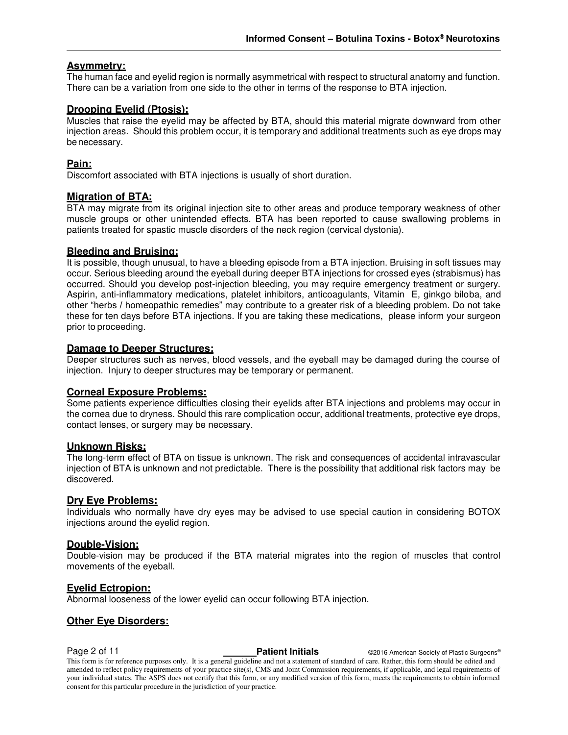### Asymmetry:

The human face and eyelid region is normally asymmetrical with respect to structural anatomy and function. There can be a variation from one side to the other in terms of the response to BTA injection.

### Drooping Eyelid (Ptosis):

Muscles that raise the eyelid may be affected by BTA, should this material migrate downward from other injection areas. Should this problem occur, it is temporary and additional treatments such as eye drops may be necessary.

### Pain:

Discomfort associated with BTA injections is usually of short duration.

### Migration of BTA:

BTA may migrate from its original injection site to other areas and produce temporary weakness of other muscle groups or other unintended effects. BTA has been reported to cause swallowing problems in patients treated for spastic muscle disorders of the neck region (cervical dystonia).

### Bleeding and Bruising:

It is possible, though unusual, to have a bleeding episode from a BTA injection. Bruising in soft tissues may occur. Serious bleeding around the eyeball during deeper BTA injections for crossed eyes (strabismus) has occurred. Should you develop post-injection bleeding, you may require emergency treatment or surgery. Aspirin, anti-inflammatory medications, platelet inhibitors, anticoagulants, Vitamin E, ginkgo biloba, and other "herbs / homeopathic remedies" may contribute to a greater risk of a bleeding problem. Do not take these for ten days before BTA injections. If you are taking these medications, please inform your surgeon prior to proceeding.

### Damage to Deeper Structures:

Deeper structures such as nerves, blood vessels, and the eyeball may be damaged during the course of injection. Injury to deeper structures may be temporary or permanent.

### Corneal Exposure Problems:

Some patients experience difficulties closing their eyelids after BTA injections and problems may occur in the cornea due to dryness. Should this rare complication occur, additional treatments, protective eye drops, contact lenses, or surgery may be necessary.

### Unknown Risks:

The long-term effect of BTA on tissue is unknown. The risk and consequences of accidental intravascular injection of BTA is unknown and not predictable. There is the possibility that additional risk factors may be discovered.

### Dry Eye Problems:

Individuals who normally have dry eyes may be advised to use special caution in considering BOTOX injections around the eyelid region.

### Double-Vision:

Double-vision may be produced if the BTA material migrates into the region of muscles that control movements of the eyeball.

### Eyelid Ectropion:

Abnormal looseness of the lower eyelid can occur following BTA injection.

### Other Eye Disorders:

_______ **Patient Initials**

This form is for reference purposes only. It is a general guideline and not a statement of standard of care. Rather, this form should be edited and amended to reflect policy requirements of your practice site(s), CMS and Joint Commission requirements, if applicable, and legal requirements of your individual states. The ASPS does not certify that this form, or any modified version of this form, meets the requirements to obtain informed consent for this particular procedure in the jurisdiction of your practice.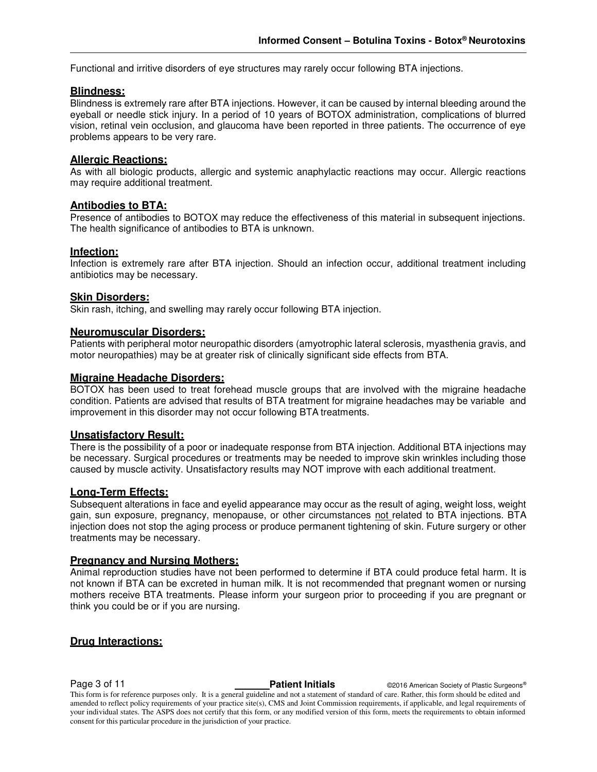Functional and irritive disorders of eye structures may rarely occur following BTA injections.

### Blindness:

Blindness is extremely rare after BTA injections. However, it can be caused by internal bleeding around the eyeball or needle stick injury. In a period of 10 years of BOTOX administration, complications of blurred vision, retinal vein occlusion, and glaucoma have been reported in three patients. The occurrence of eye problems appears to be very rare.

### Allergic Reactions:

As with all biologic products, allergic and systemic anaphylactic reactions may occur. Allergic reactions may require additional treatment.

### Antibodies to BTA:

Presence of antibodies to BOTOX may reduce the effectiveness of this material in subsequent injections. The health significance of antibodies to BTA is unknown.

### Infection:

Infection is extremely rare after BTA injection. Should an infection occur, additional treatment including antibiotics may be necessary.

### Skin Disorders:

Skin rash, itching, and swelling may rarely occur following BTA injection.

### Neuromuscular Disorders:

Patients with peripheral motor neuropathic disorders (amyotrophic lateral sclerosis, myasthenia gravis, and motor neuropathies) may be at greater risk of clinically significant side effects from BTA.

### Migraine Headache Disorders:

BOTOX has been used to treat forehead muscle groups that are involved with the migraine headache condition. Patients are advised that results of BTA treatment for migraine headaches may be variable and improvement in this disorder may not occur following BTA treatments.

### Unsatisfactory Result:

There is the possibility of a poor or inadequate response from BTA injection. Additional BTA injections may be necessary. Surgical procedures or treatments may be needed to improve skin wrinkles including those caused by muscle activity. Unsatisfactory results may NOT improve with each additional treatment.

### Long-Term Effects:

Subsequent alterations in face and eyelid appearance may occur as the result of aging, weight loss, weight gain, sun exposure, pregnancy, menopause, or other circumstances not related to BTA injections. BTA injection does not stop the aging process or produce permanent tightening of skin. Future surgery or other treatments may be necessary.

### Pregnancy and Nursing Mothers:

Animal reproduction studies have not been performed to determine if BTA could produce fetal harm. It is not known if BTA can be excreted in human milk. It is not recommended that pregnant women or nursing mothers receive BTA treatments. Please inform your surgeon prior to proceeding if you are pregnant or think you could be or if you are nursing.

### Drug Interactions: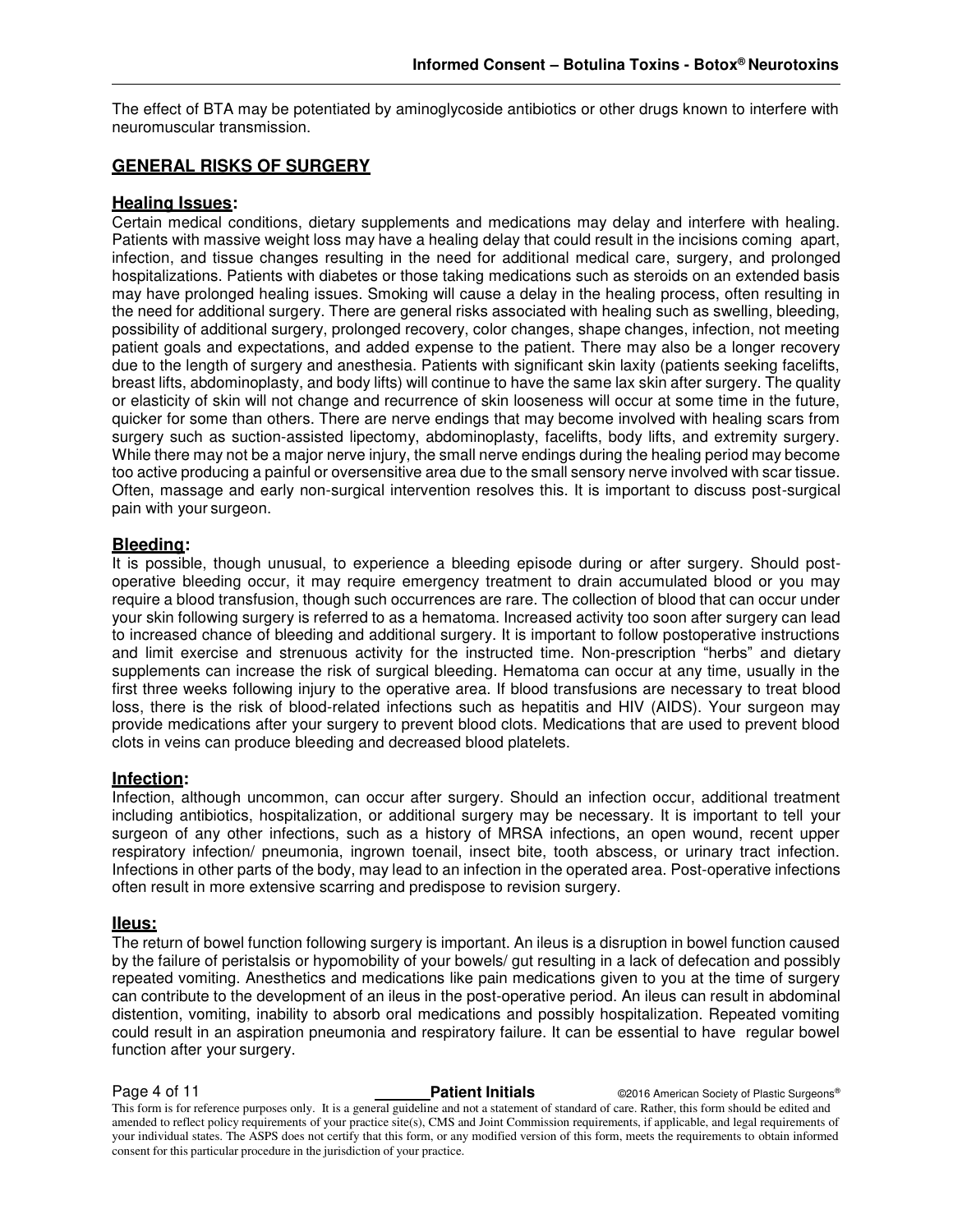The effect of BTA may be potentiated by aminoglycoside antibiotics or other drugs known to interfere with neuromuscular transmission.

## GENERAL RISKS OF SURGERY

### Healing Issues:

Certain medical conditions, dietary supplements and medications may delay and interfere with healing. Patients with massive weight loss may have a healing delay that could result in the incisions coming apart, infection, and tissue changes resulting in the need for additional medical care, surgery, and prolonged hospitalizations. Patients with diabetes or those taking medications such as steroids on an extended basis may have prolonged healing issues. Smoking will cause a delay in the healing process, often resulting in the need for additional surgery. There are general risks associated with healing such as swelling, bleeding, possibility of additional surgery, prolonged recovery, color changes, shape changes, infection, not meeting patient goals and expectations, and added expense to the patient. There may also be a longer recovery due to the length of surgery and anesthesia. Patients with significant skin laxity (patients seeking facelifts, breast lifts, abdominoplasty, and body lifts) will continue to have the same lax skin after surgery. The quality or elasticity of skin will not change and recurrence of skin looseness will occur at some time in the future, quicker for some than others. There are nerve endings that may become involved with healing scars from surgery such as suction-assisted lipectomy, abdominoplasty, facelifts, body lifts, and extremity surgery. While there may not be a major nerve injury, the small nerve endings during the healing period may become too active producing a painful or oversensitive area due to the small sensory nerve involved with scar tissue. Often, massage and early non-surgical intervention resolves this. It is important to discuss post-surgical pain with your surgeon.

### Bleeding:

It is possible, though unusual, to experience a bleeding episode during or after surgery. Should post-operative bleeding occur, it may require emergency treatment to drain accumulated blood or you may require a blood transfusion, though such occurrences are rare. The collection of blood that can occur under your skin following surgery is referred to as a hematoma. Increased activity too soon after surgery can lead to increased chance of bleeding and additional surgery. It is important to follow postoperative instructions and limit exercise and strenuous activity for the instructed time. Non-prescription "herbs" and dietary supplements can increase the risk of surgical bleeding. Hematoma can occur at any time, usually in the first three weeks following injury to the operative area. If blood transfusions are necessary to treat blood loss, there is the risk of blood-related infections such as hepatitis and HIV (AIDS). Your surgeon may provide medications after your surgery to prevent blood clots. Medications that are used to prevent blood clots in veins can produce bleeding and decreased blood platelets.

### Infection:

Infection, although uncommon, can occur after surgery. Should an infection occur, additional treatment including antibiotics, hospitalization, or additional surgery may be necessary. It is important to tell your surgeon of any other infections, such as a history of MRSA infections, an open wound, recent upper respiratory infection/ pneumonia, ingrown toenail, insect bite, tooth abscess, or urinary tract infection. Infections in other parts of the body, may lead to an infection in the operated area. Post-operative infections often result in more extensive scarring and predispose to revision surgery.

### Ileus:

The return of bowel function following surgery is important. An ileus is a disruption in bowel function caused by the failure of peristalsis or hypomobility of your bowels/ gut resulting in a lack of defecation and possibly repeated vomiting. Anesthetics and medications like pain medications given to you at the time of surgery can contribute to the development of an ileus in the post-operative period. An ileus can result in abdominal distention, vomiting, inability to absorb oral medications and possibly hospitalization. Repeated vomiting could result in an aspiration pneumonia and respiratory failure. It can be essential to have regular bowel function after your surgery.

_______ **Patient Initials**

This form is for reference purposes only. It is a general guideline and not a statement of standard of care. Rather, this form should be edited and amended to reflect policy requirements of your practice site(s), CMS and Joint Commission requirements, if applicable, and legal requirements of your individual states. The ASPS does not certify that this form, or any modified version of this form, meets the requirements to obtain informed consent for this particular procedure in the jurisdiction of your practice.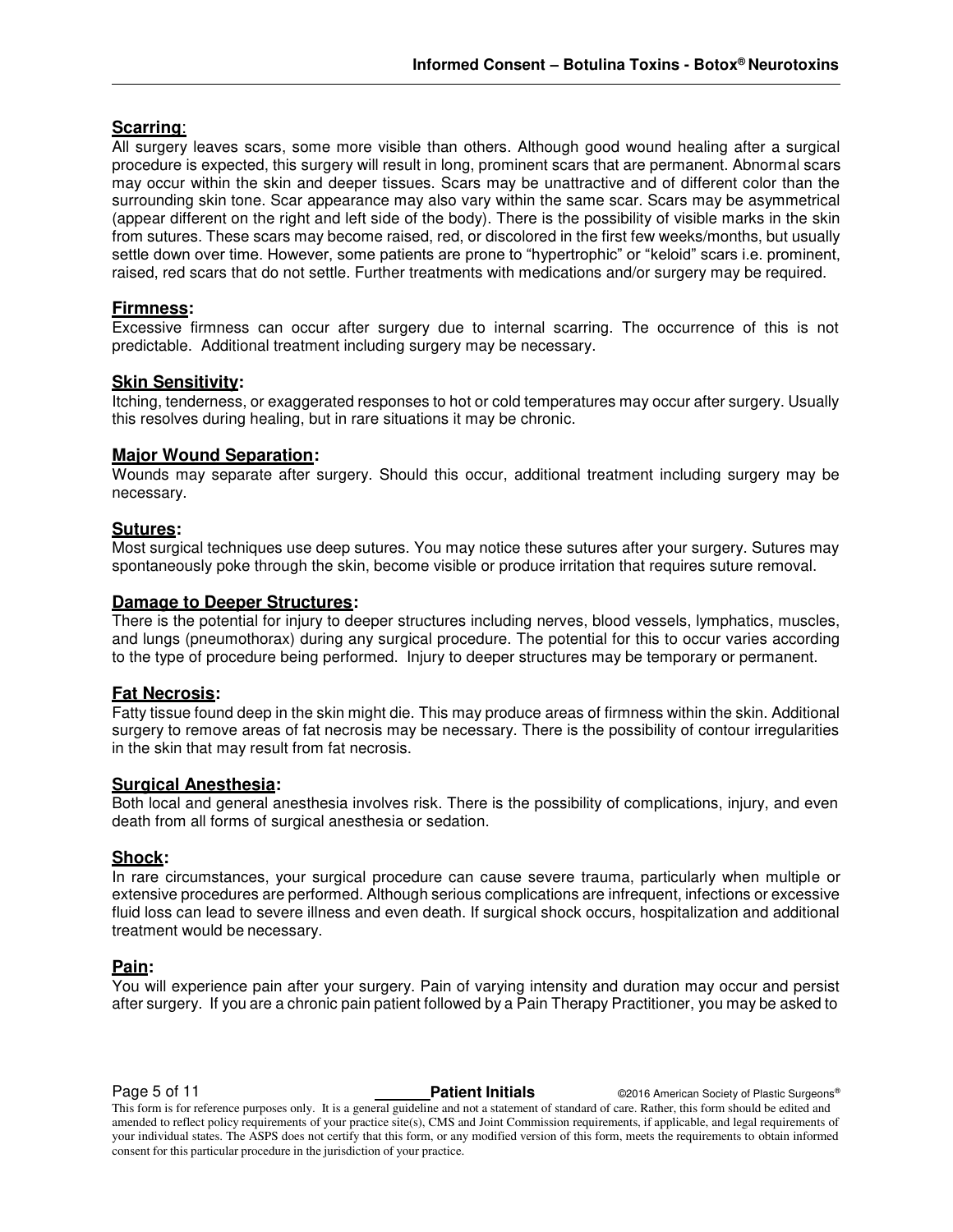**Scarring**:
All surgery leaves scars, some more visible than others. Although good wound healing after a surgical procedure is expected, this surgery will result in long, prominent scars that are permanent. Abnormal scars may occur within the skin and deeper tissues. Scars may be unattractive and of different color than the surrounding skin tone. Scar appearance may also vary within the same scar. Scars may be asymmetrical (appear different on the right and left side of the body). There is the possibility of visible marks in the skin from sutures. These scars may become raised, red, or discolored in the first few weeks/months, but usually settle down over time. However, some patients are prone to "hypertrophic" or "keloid" scars i.e. prominent, raised, red scars that do not settle. Further treatments with medications and/or surgery may be required.

**Firmness:**
Excessive firmness can occur after surgery due to internal scarring. The occurrence of this is not predictable. Additional treatment including surgery may be necessary.

**Skin Sensitivity:**
Itching, tenderness, or exaggerated responses to hot or cold temperatures may occur after surgery. Usually this resolves during healing, but in rare situations it may be chronic.

**Major Wound Separation:**
Wounds may separate after surgery. Should this occur, additional treatment including surgery may be necessary.

**Sutures:**
Most surgical techniques use deep sutures. You may notice these sutures after your surgery. Sutures may spontaneously poke through the skin, become visible or produce irritation that requires suture removal.

**Damage to Deeper Structures:**
There is the potential for injury to deeper structures including nerves, blood vessels, lymphatics, muscles, and lungs (pneumothorax) during any surgical procedure. The potential for this to occur varies according to the type of procedure being performed. Injury to deeper structures may be temporary or permanent.

**Fat Necrosis:**
Fatty tissue found deep in the skin might die. This may produce areas of firmness within the skin. Additional surgery to remove areas of fat necrosis may be necessary. There is the possibility of contour irregularities in the skin that may result from fat necrosis.

**Surgical Anesthesia:**
Both local and general anesthesia involves risk. There is the possibility of complications, injury, and even death from all forms of surgical anesthesia or sedation.

**Shock:**
In rare circumstances, your surgical procedure can cause severe trauma, particularly when multiple or extensive procedures are performed. Although serious complications are infrequent, infections or excessive fluid loss can lead to severe illness and even death. If surgical shock occurs, hospitalization and additional treatment would be necessary.

**Pain:**
You will experience pain after your surgery. Pain of varying intensity and duration may occur and persist after surgery. If you are a chronic pain patient followed by a Pain Therapy Practitioner, you may be asked to

______ **Patient Initials**

This form is for reference purposes only. It is a general guideline and not a statement of standard of care. Rather, this form should be edited and amended to reflect policy requirements of your practice site(s), CMS and Joint Commission requirements, if applicable, and legal requirements of your individual states. The ASPS does not certify that this form, or any modified version of this form, meets the requirements to obtain informed consent for this particular procedure in the jurisdiction of your practice.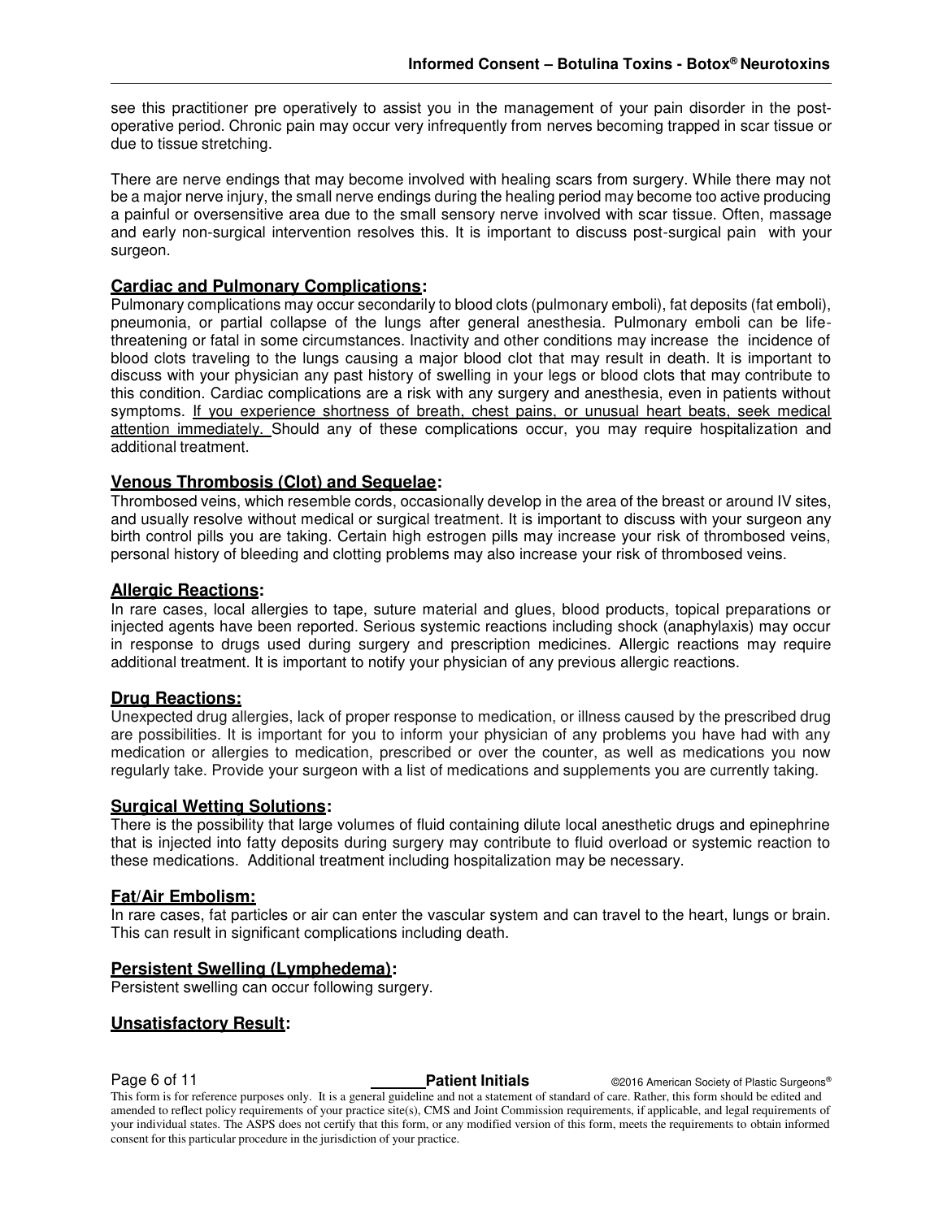see this practitioner pre operatively to assist you in the management of your pain disorder in the post-operative period. Chronic pain may occur very infrequently from nerves becoming trapped in scar tissue or due to tissue stretching.

There are nerve endings that may become involved with healing scars from surgery. While there may not be a major nerve injury, the small nerve endings during the healing period may become too active producing a painful or oversensitive area due to the small sensory nerve involved with scar tissue. Often, massage and early non-surgical intervention resolves this. It is important to discuss post-surgical pain with your surgeon.

## Cardiac and Pulmonary Complications:

Pulmonary complications may occur secondarily to blood clots (pulmonary emboli), fat deposits (fat emboli), pneumonia, or partial collapse of the lungs after general anesthesia. Pulmonary emboli can be life-threatening or fatal in some circumstances. Inactivity and other conditions may increase the incidence of blood clots traveling to the lungs causing a major blood clot that may result in death. It is important to discuss with your physician any past history of swelling in your legs or blood clots that may contribute to this condition. Cardiac complications are a risk with any surgery and anesthesia, even in patients without symptoms. <u>If you experience shortness of breath, chest pains, or unusual heart beats, seek medical attention immediately.</u> Should any of these complications occur, you may require hospitalization and additional treatment.

## Venous Thrombosis (Clot) and Sequelae:

Thrombosed veins, which resemble cords, occasionally develop in the area of the breast or around IV sites, and usually resolve without medical or surgical treatment. It is important to discuss with your surgeon any birth control pills you are taking. Certain high estrogen pills may increase your risk of thrombosed veins, personal history of bleeding and clotting problems may also increase your risk of thrombosed veins.

## Allergic Reactions:

In rare cases, local allergies to tape, suture material and glues, blood products, topical preparations or injected agents have been reported. Serious systemic reactions including shock (anaphylaxis) may occur in response to drugs used during surgery and prescription medicines. Allergic reactions may require additional treatment. It is important to notify your physician of any previous allergic reactions.

## Drug Reactions:

Unexpected drug allergies, lack of proper response to medication, or illness caused by the prescribed drug are possibilities. It is important for you to inform your physician of any problems you have had with any medication or allergies to medication, prescribed or over the counter, as well as medications you now regularly take. Provide your surgeon with a list of medications and supplements you are currently taking.

## Surgical Wetting Solutions:

There is the possibility that large volumes of fluid containing dilute local anesthetic drugs and epinephrine that is injected into fatty deposits during surgery may contribute to fluid overload or systemic reaction to these medications. Additional treatment including hospitalization may be necessary.

## Fat/Air Embolism:

In rare cases, fat particles or air can enter the vascular system and can travel to the heart, lungs or brain. This can result in significant complications including death.

## Persistent Swelling (Lymphedema):

Persistent swelling can occur following surgery.

## Unsatisfactory Result:

This form is for reference purposes only. It is a general guideline and not a statement of standard of care. Rather, this form should be edited and amended to reflect policy requirements of your practice site(s), CMS and Joint Commission requirements, if applicable, and legal requirements of your individual states. The ASPS does not certify that this form, or any modified version of this form, meets the requirements to obtain informed consent for this particular procedure in the jurisdiction of your practice.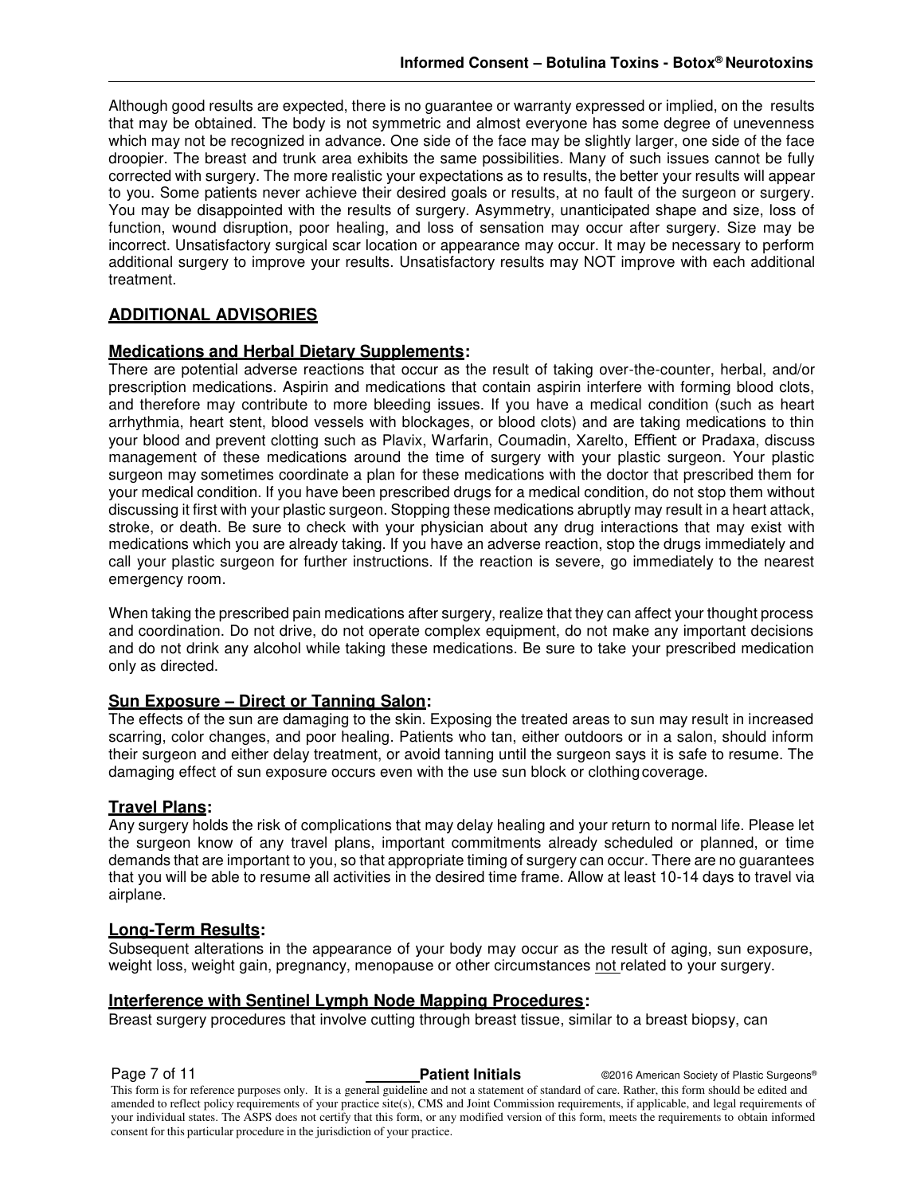Although good results are expected, there is no guarantee or warranty expressed or implied, on the results that may be obtained. The body is not symmetric and almost everyone has some degree of unevenness which may not be recognized in advance. One side of the face may be slightly larger, one side of the face droopier. The breast and trunk area exhibits the same possibilities. Many of such issues cannot be fully corrected with surgery. The more realistic your expectations as to results, the better your results will appear to you. Some patients never achieve their desired goals or results, at no fault of the surgeon or surgery. You may be disappointed with the results of surgery. Asymmetry, unanticipated shape and size, loss of function, wound disruption, poor healing, and loss of sensation may occur after surgery. Size may be incorrect. Unsatisfactory surgical scar location or appearance may occur. It may be necessary to perform additional surgery to improve your results. Unsatisfactory results may NOT improve with each additional treatment.

## ADDITIONAL ADVISORIES

### Medications and Herbal Dietary Supplements:

There are potential adverse reactions that occur as the result of taking over-the-counter, herbal, and/or prescription medications. Aspirin and medications that contain aspirin interfere with forming blood clots, and therefore may contribute to more bleeding issues. If you have a medical condition (such as heart arrhythmia, heart stent, blood vessels with blockages, or blood clots) and are taking medications to thin your blood and prevent clotting such as Plavix, Warfarin, Coumadin, Xarelto, Effient or Pradaxa, discuss management of these medications around the time of surgery with your plastic surgeon. Your plastic surgeon may sometimes coordinate a plan for these medications with the doctor that prescribed them for your medical condition. If you have been prescribed drugs for a medical condition, do not stop them without discussing it first with your plastic surgeon. Stopping these medications abruptly may result in a heart attack, stroke, or death. Be sure to check with your physician about any drug interactions that may exist with medications which you are already taking. If you have an adverse reaction, stop the drugs immediately and call your plastic surgeon for further instructions. If the reaction is severe, go immediately to the nearest emergency room.

When taking the prescribed pain medications after surgery, realize that they can affect your thought process and coordination. Do not drive, do not operate complex equipment, do not make any important decisions and do not drink any alcohol while taking these medications. Be sure to take your prescribed medication only as directed.

### Sun Exposure – Direct or Tanning Salon:

The effects of the sun are damaging to the skin. Exposing the treated areas to sun may result in increased scarring, color changes, and poor healing. Patients who tan, either outdoors or in a salon, should inform their surgeon and either delay treatment, or avoid tanning until the surgeon says it is safe to resume. The damaging effect of sun exposure occurs even with the use sun block or clothing coverage.

### Travel Plans:

Any surgery holds the risk of complications that may delay healing and your return to normal life. Please let the surgeon know of any travel plans, important commitments already scheduled or planned, or time demands that are important to you, so that appropriate timing of surgery can occur. There are no guarantees that you will be able to resume all activities in the desired time frame. Allow at least 10-14 days to travel via airplane.

### Long-Term Results:

Subsequent alterations in the appearance of your body may occur as the result of aging, sun exposure, weight loss, weight gain, pregnancy, menopause or other circumstances not related to your surgery.

### Interference with Sentinel Lymph Node Mapping Procedures:

Breast surgery procedures that involve cutting through breast tissue, similar to a breast biopsy, can

______ **Patient Initials**

This form is for reference purposes only. It is a general guideline and not a statement of standard of care. Rather, this form should be edited and amended to reflect policy requirements of your practice site(s), CMS and Joint Commission requirements, if applicable, and legal requirements of your individual states. The ASPS does not certify that this form, or any modified version of this form, meets the requirements to obtain informed consent for this particular procedure in the jurisdiction of your practice.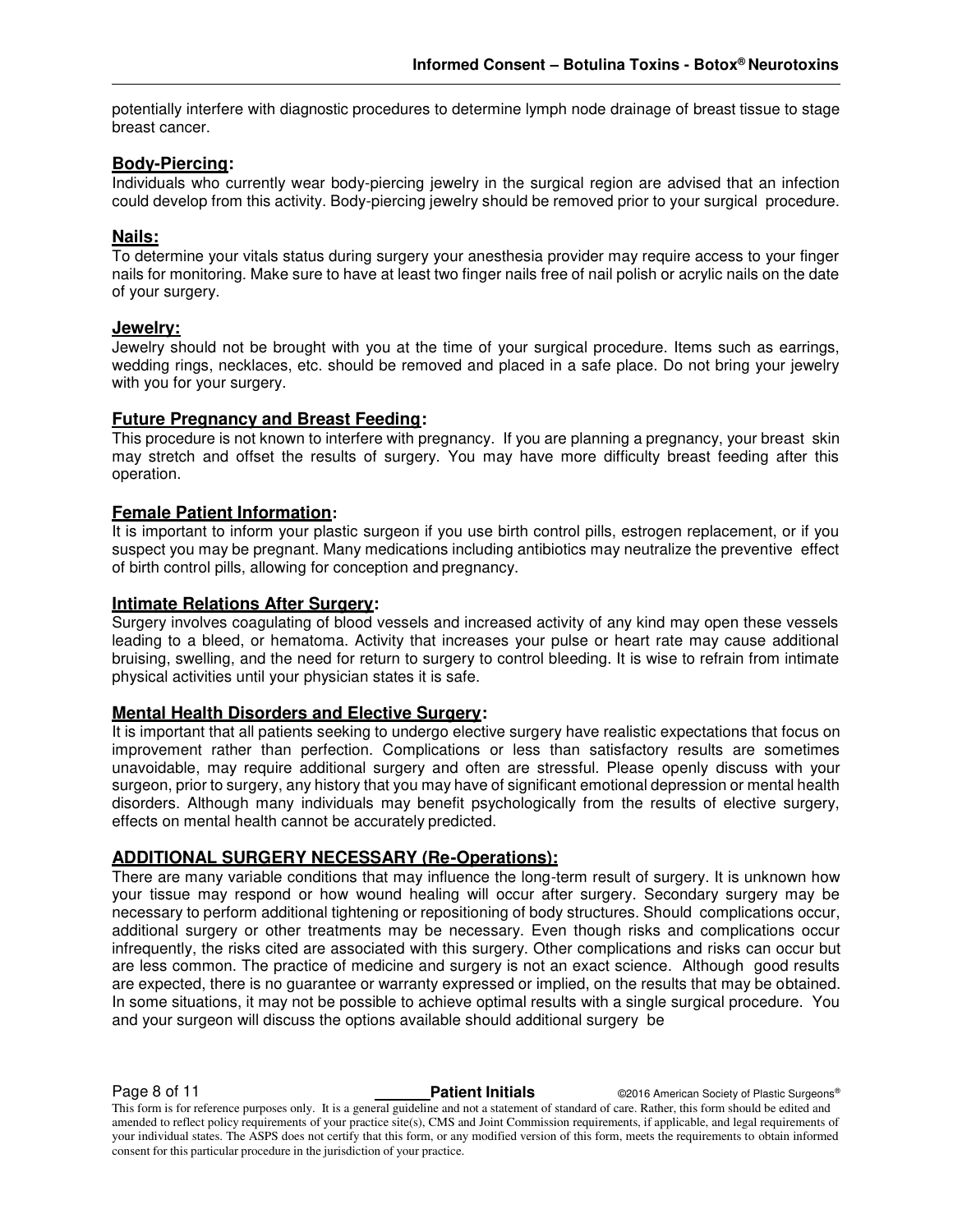potentially interfere with diagnostic procedures to determine lymph node drainage of breast tissue to stage breast cancer.

## Body-Piercing:

Individuals who currently wear body-piercing jewelry in the surgical region are advised that an infection could develop from this activity. Body-piercing jewelry should be removed prior to your surgical procedure.

## Nails:

To determine your vitals status during surgery your anesthesia provider may require access to your finger nails for monitoring. Make sure to have at least two finger nails free of nail polish or acrylic nails on the date of your surgery.

## Jewelry:

Jewelry should not be brought with you at the time of your surgical procedure. Items such as earrings, wedding rings, necklaces, etc. should be removed and placed in a safe place. Do not bring your jewelry with you for your surgery.

## Future Pregnancy and Breast Feeding:

This procedure is not known to interfere with pregnancy. If you are planning a pregnancy, your breast skin may stretch and offset the results of surgery. You may have more difficulty breast feeding after this operation.

## Female Patient Information:

It is important to inform your plastic surgeon if you use birth control pills, estrogen replacement, or if you suspect you may be pregnant. Many medications including antibiotics may neutralize the preventive effect of birth control pills, allowing for conception and pregnancy.

## Intimate Relations After Surgery:

Surgery involves coagulating of blood vessels and increased activity of any kind may open these vessels leading to a bleed, or hematoma. Activity that increases your pulse or heart rate may cause additional bruising, swelling, and the need for return to surgery to control bleeding. It is wise to refrain from intimate physical activities until your physician states it is safe.

## Mental Health Disorders and Elective Surgery:

It is important that all patients seeking to undergo elective surgery have realistic expectations that focus on improvement rather than perfection. Complications or less than satisfactory results are sometimes unavoidable, may require additional surgery and often are stressful. Please openly discuss with your surgeon, prior to surgery, any history that you may have of significant emotional depression or mental health disorders. Although many individuals may benefit psychologically from the results of elective surgery, effects on mental health cannot be accurately predicted.

## ADDITIONAL SURGERY NECESSARY (Re-Operations):

There are many variable conditions that may influence the long-term result of surgery. It is unknown how your tissue may respond or how wound healing will occur after surgery. Secondary surgery may be necessary to perform additional tightening or repositioning of body structures. Should complications occur, additional surgery or other treatments may be necessary. Even though risks and complications occur infrequently, the risks cited are associated with this surgery. Other complications and risks can occur but are less common. The practice of medicine and surgery is not an exact science. Although good results are expected, there is no guarantee or warranty expressed or implied, on the results that may be obtained. In some situations, it may not be possible to achieve optimal results with a single surgical procedure. You and your surgeon will discuss the options available should additional surgery be

_______ **Patient Initials**

This form is for reference purposes only. It is a general guideline and not a statement of standard of care. Rather, this form should be edited and amended to reflect policy requirements of your practice site(s), CMS and Joint Commission requirements, if applicable, and legal requirements of your individual states. The ASPS does not certify that this form, or any modified version of this form, meets the requirements to obtain informed consent for this particular procedure in the jurisdiction of your practice.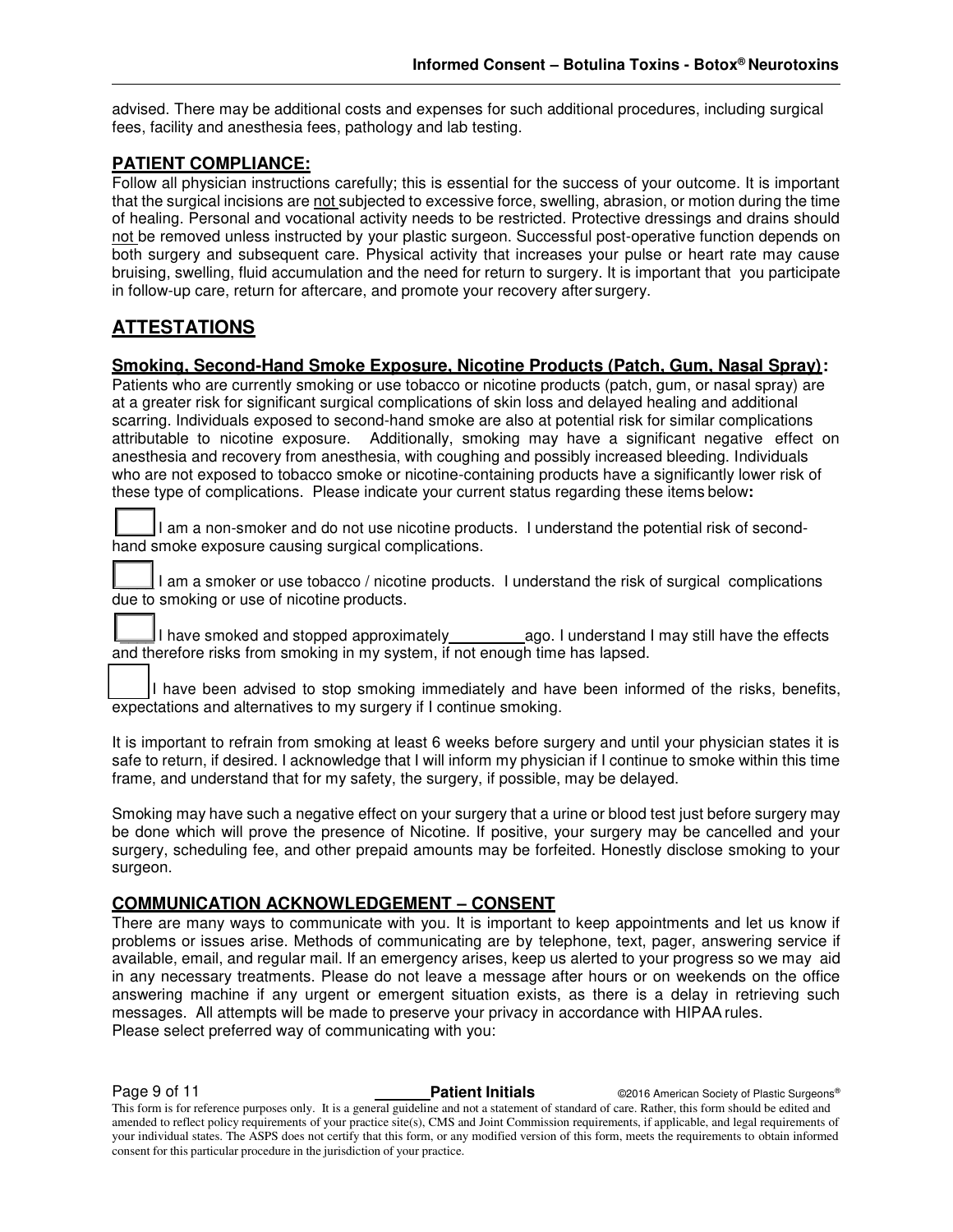advised. There may be additional costs and expenses for such additional procedures, including surgical fees, facility and anesthesia fees, pathology and lab testing.

## PATIENT COMPLIANCE:

Follow all physician instructions carefully; this is essential for the success of your outcome. It is important that the surgical incisions are not subjected to excessive force, swelling, abrasion, or motion during the time of healing. Personal and vocational activity needs to be restricted. Protective dressings and drains should not be removed unless instructed by your plastic surgeon. Successful post-operative function depends on both surgery and subsequent care. Physical activity that increases your pulse or heart rate may cause bruising, swelling, fluid accumulation and the need for return to surgery. It is important that you participate in follow-up care, return for aftercare, and promote your recovery after surgery.

# ATTESTATIONS

## Smoking, Second-Hand Smoke Exposure, Nicotine Products (Patch, Gum, Nasal Spray):

Patients who are currently smoking or use tobacco or nicotine products (patch, gum, or nasal spray) are at a greater risk for significant surgical complications of skin loss and delayed healing and additional scarring. Individuals exposed to second-hand smoke are also at potential risk for similar complications attributable to nicotine exposure. Additionally, smoking may have a significant negative effect on anesthesia and recovery from anesthesia, with coughing and possibly increased bleeding. Individuals who are not exposed to tobacco smoke or nicotine-containing products have a significantly lower risk of these type of complications. Please indicate your current status regarding these items below**:**

☐ I am a non-smoker and do not use nicotine products. I understand the potential risk of second-hand smoke exposure causing surgical complications.

☐ I am a smoker or use tobacco / nicotine products. I understand the risk of surgical complications due to smoking or use of nicotine products.

☐ I have smoked and stopped approximately _________ ago. I understand I may still have the effects and therefore risks from smoking in my system, if not enough time has lapsed.

☐ I have been advised to stop smoking immediately and have been informed of the risks, benefits, expectations and alternatives to my surgery if I continue smoking.

It is important to refrain from smoking at least 6 weeks before surgery and until your physician states it is safe to return, if desired. I acknowledge that I will inform my physician if I continue to smoke within this time frame, and understand that for my safety, the surgery, if possible, may be delayed.

Smoking may have such a negative effect on your surgery that a urine or blood test just before surgery may be done which will prove the presence of Nicotine. If positive, your surgery may be cancelled and your surgery, scheduling fee, and other prepaid amounts may be forfeited. Honestly disclose smoking to your surgeon.

## COMMUNICATION ACKNOWLEDGEMENT – CONSENT

There are many ways to communicate with you. It is important to keep appointments and let us know if problems or issues arise. Methods of communicating are by telephone, text, pager, answering service if available, email, and regular mail. If an emergency arises, keep us alerted to your progress so we may aid in any necessary treatments. Please do not leave a message after hours or on weekends on the office answering machine if any urgent or emergent situation exists, as there is a delay in retrieving such messages. All attempts will be made to preserve your privacy in accordance with HIPAA rules.
Please select preferred way of communicating with you:

_______ **Patient Initials**

This form is for reference purposes only. It is a general guideline and not a statement of standard of care. Rather, this form should be edited and amended to reflect policy requirements of your practice site(s), CMS and Joint Commission requirements, if applicable, and legal requirements of your individual states. The ASPS does not certify that this form, or any modified version of this form, meets the requirements to obtain informed consent for this particular procedure in the jurisdiction of your practice.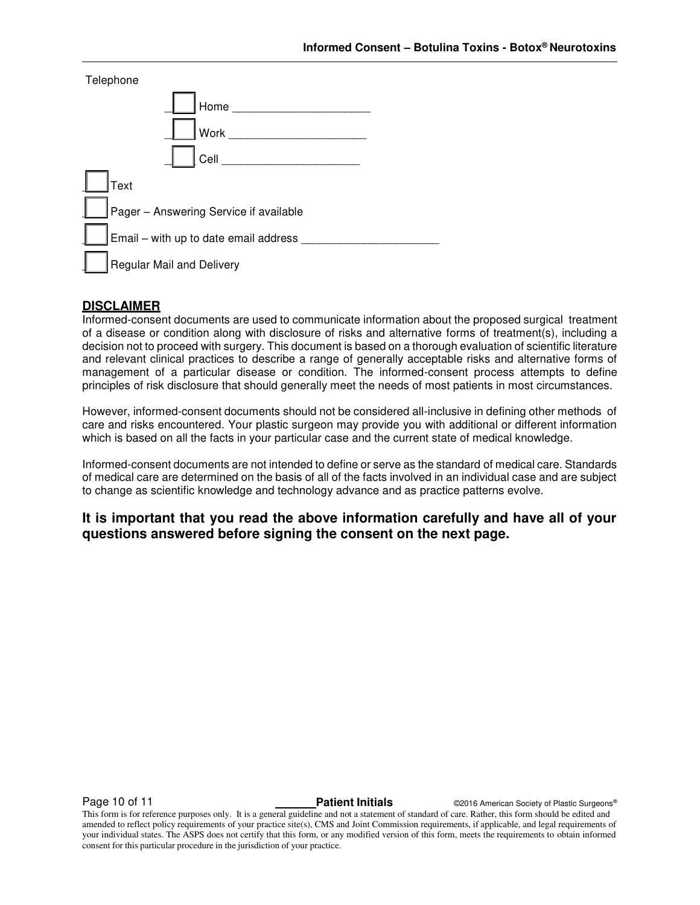Telephone

- [ ] Home ______________________
- [ ] Work ______________________
- [ ] Cell ______________________

- [ ] Text
- [ ] Pager – Answering Service if available
- [ ] Email – with up to date email address ______________________
- [ ] Regular Mail and Delivery

## DISCLAIMER

Informed-consent documents are used to communicate information about the proposed surgical treatment of a disease or condition along with disclosure of risks and alternative forms of treatment(s), including a decision not to proceed with surgery. This document is based on a thorough evaluation of scientific literature and relevant clinical practices to describe a range of generally acceptable risks and alternative forms of management of a particular disease or condition. The informed-consent process attempts to define principles of risk disclosure that should generally meet the needs of most patients in most circumstances.

However, informed-consent documents should not be considered all-inclusive in defining other methods of care and risks encountered. Your plastic surgeon may provide you with additional or different information which is based on all the facts in your particular case and the current state of medical knowledge.

Informed-consent documents are not intended to define or serve as the standard of medical care. Standards of medical care are determined on the basis of all of the facts involved in an individual case and are subject to change as scientific knowledge and technology advance and as practice patterns evolve.

**It is important that you read the above information carefully and have all of your questions answered before signing the consent on the next page.**

_______ **Patient Initials**

This form is for reference purposes only. It is a general guideline and not a statement of standard of care. Rather, this form should be edited and amended to reflect policy requirements of your practice site(s), CMS and Joint Commission requirements, if applicable, and legal requirements of your individual states. The ASPS does not certify that this form, or any modified version of this form, meets the requirements to obtain informed consent for this particular procedure in the jurisdiction of your practice.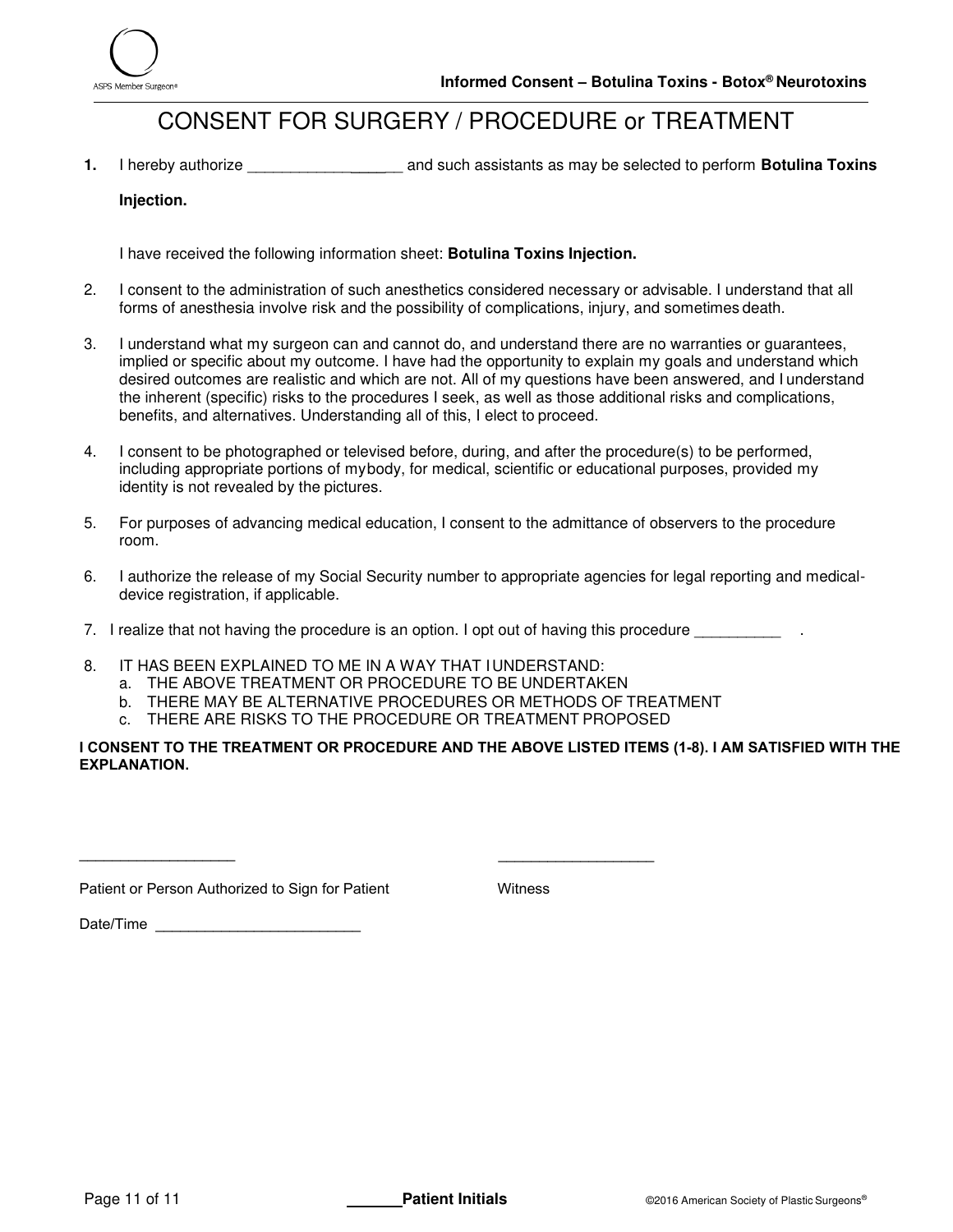# CONSENT FOR SURGERY / PROCEDURE or TREATMENT

1. I hereby authorize ___________________ and such assistants as may be selected to perform **Botulina Toxins Injection.**

   I have received the following information sheet: **Botulina Toxins Injection.**

2. I consent to the administration of such anesthetics considered necessary or advisable. I understand that all forms of anesthesia involve risk and the possibility of complications, injury, and sometimes death.

3. I understand what my surgeon can and cannot do, and understand there are no warranties or guarantees, implied or specific about my outcome. I have had the opportunity to explain my goals and understand which desired outcomes are realistic and which are not. All of my questions have been answered, and I understand the inherent (specific) risks to the procedures I seek, as well as those additional risks and complications, benefits, and alternatives. Understanding all of this, I elect to proceed.

4. I consent to be photographed or televised before, during, and after the procedure(s) to be performed, including appropriate portions of mybody, for medical, scientific or educational purposes, provided my identity is not revealed by the pictures.

5. For purposes of advancing medical education, I consent to the admittance of observers to the procedure room.

6. I authorize the release of my Social Security number to appropriate agencies for legal reporting and medical-device registration, if applicable.

7. I realize that not having the procedure is an option. I opt out of having this procedure __________ .

8. IT HAS BEEN EXPLAINED TO ME IN A WAY THAT I UNDERSTAND:
   a. THE ABOVE TREATMENT OR PROCEDURE TO BE UNDERTAKEN
   b. THERE MAY BE ALTERNATIVE PROCEDURES OR METHODS OF TREATMENT
   c. THERE ARE RISKS TO THE PROCEDURE OR TREATMENT PROPOSED

**I CONSENT TO THE TREATMENT OR PROCEDURE AND THE ABOVE LISTED ITEMS (1-8). I AM SATISFIED WITH THE EXPLANATION.**

___________________ ___________________

Patient or Person Authorized to Sign for Patient Witness

Date/Time _________________________

_______ **Patient Initials**